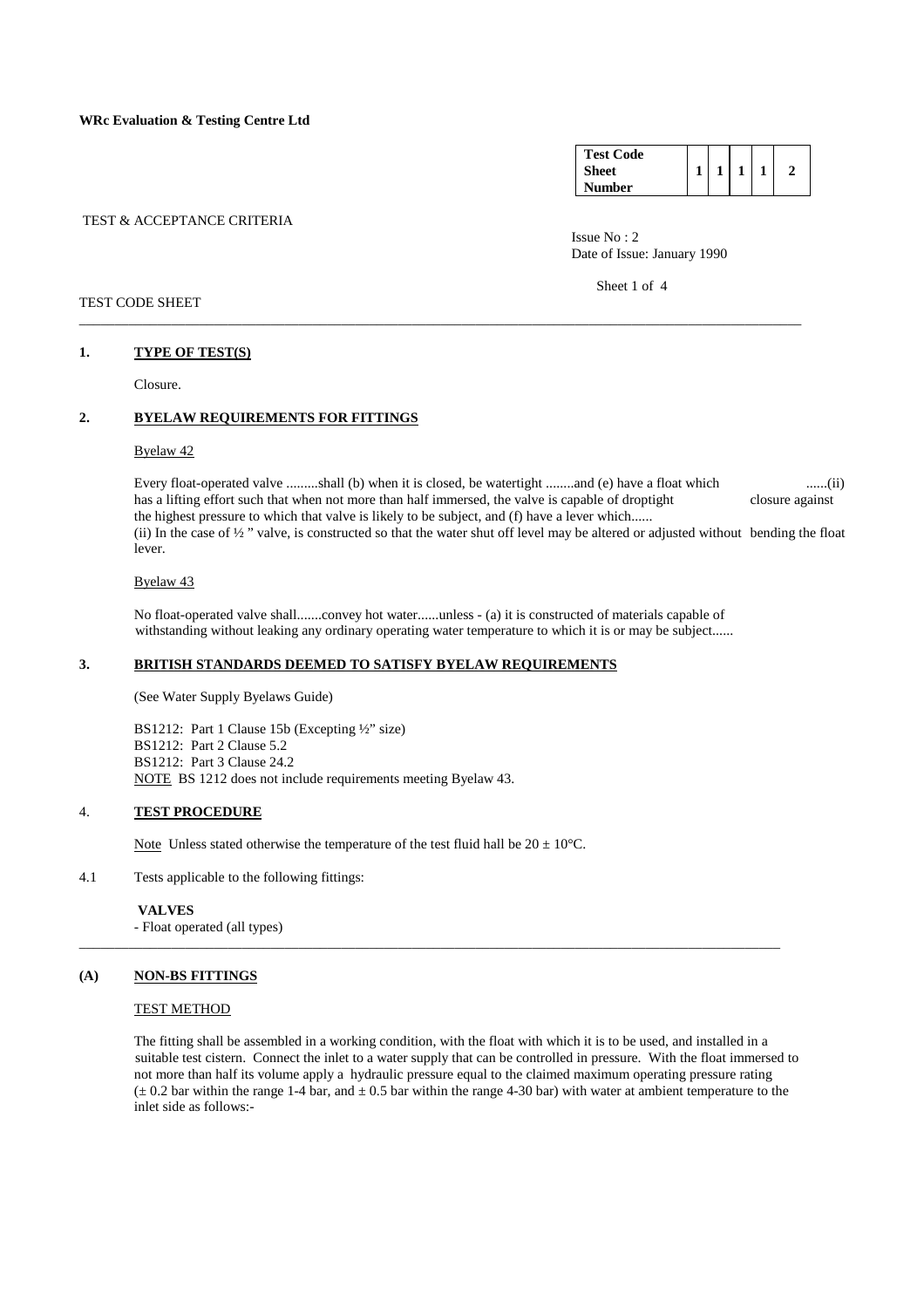**WRc Evaluation & Testing Centre Ltd**

| Test Code Sheet Number | 1 | 1 | 1 | 1 | 2 |
|---|---|---|---|---|---|

TEST & ACCEPTANCE CRITERIA

Issue No : 2
Date of Issue: January 1990

TEST CODE SHEET

---

**1. TYPE OF TEST(S)**

Closure.

**2. BYELAW REQUIREMENTS FOR FITTINGS**

Byelaw 42

Every float-operated valve .........shall (b) when it is closed, be watertight ........and (e) have a float which ......(ii) has a lifting effort such that when not more than half immersed, the valve is capable of droptight closure against the highest pressure to which that valve is likely to be subject, and (f) have a lever which......
(ii) In the case of ½ " valve, is constructed so that the water shut off level may be altered or adjusted without bending the float lever.

Byelaw 43

No float-operated valve shall.......convey hot water......unless - (a) it is constructed of materials capable of withstanding without leaking any ordinary operating water temperature to which it is or may be subject......

**3. BRITISH STANDARDS DEEMED TO SATISFY BYELAW REQUIREMENTS**

(See Water Supply Byelaws Guide)

BS1212: Part 1 Clause 15b (Excepting ½" size)
BS1212: Part 2 Clause 5.2
BS1212: Part 3 Clause 24.2
NOTE BS 1212 does not include requirements meeting Byelaw 43.

**4. TEST PROCEDURE**

Note Unless stated otherwise the temperature of the test fluid hall be 20 ± 10°C.

4.1 Tests applicable to the following fittings:

**VALVES**
- Float operated (all types)

---

**(A) NON-BS FITTINGS**

TEST METHOD

The fitting shall be assembled in a working condition, with the float with which it is to be used, and installed in a suitable test cistern. Connect the inlet to a water supply that can be controlled in pressure. With the float immersed to not more than half its volume apply a hydraulic pressure equal to the claimed maximum operating pressure rating (± 0.2 bar within the range 1-4 bar, and ± 0.5 bar within the range 4-30 bar) with water at ambient temperature to the inlet side as follows:-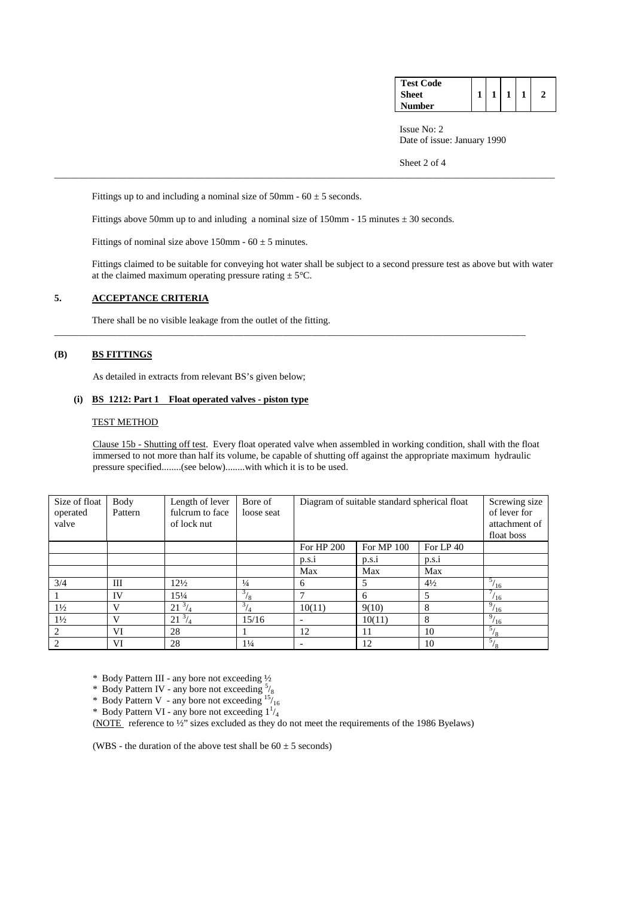Fittings up to and including a nominal size of 50mm - 60 ± 5 seconds.

Fittings above 50mm up to and inluding a nominal size of 150mm - 15 minutes ± 30 seconds.

Fittings of nominal size above 150mm - 60 ± 5 minutes.

Fittings claimed to be suitable for conveying hot water shall be subject to a second pressure test as above but with water at the claimed maximum operating pressure rating ± 5°C.

## 5. ACCEPTANCE CRITERIA

There shall be no visible leakage from the outlet of the fitting.

---

## (B) BS FITTINGS

As detailed in extracts from relevant BS's given below;

### (i) BS 1212: Part 1 Float operated valves - piston type

TEST METHOD

Clause 15b - Shutting off test. Every float operated valve when assembled in working condition, shall with the float immersed to not more than half its volume, be capable of shutting off against the appropriate maximum hydraulic pressure specified........(see below)........with which it is to be used.

| Size of float operated valve | Body Pattern | Length of lever fulcrum to face of lock nut | Bore of loose seat | Diagram of suitable standard spherical float | | | Screwing size of lever for attachment of float boss |
|---|---|---|---|---|---|---|---|
| | | | | For HP 200 | For MP 100 | For LP 40 | |
| | | | | p.s.i | p.s.i | p.s.i | |
| | | | | Max | Max | Max | |
| 3/4 | III | 12½ | ¼ | 6 | 5 | 4½ | $^5/_{16}$ |
| 1 | IV | 15¼ | $^3/_8$ | 7 | 6 | 5 | $^7/_{16}$ |
| 1½ | V | 21 $^3/_4$ | $^3/_4$ | 10(11) | 9(10) | 8 | $^9/_{16}$ |
| 1½ | V | 21 $^3/_4$ | 15/16 | - | 10(11) | 8 | $^9/_{16}$ |
| 2 | VI | 28 | 1 | 12 | 11 | 10 | $^5/_8$ |
| 2 | VI | 28 | 1¼ | - | 12 | 10 | $^5/_8$ |

* Body Pattern III - any bore not exceeding ½
* Body Pattern IV - any bore not exceeding $^5/_8$
* Body Pattern V - any bore not exceeding $^{15}/_{16}$
* Body Pattern VI - any bore not exceeding $1^1/_4$

(NOTE reference to ½" sizes excluded as they do not meet the requirements of the 1986 Byelaws)

(WBS - the duration of the above test shall be 60 ± 5 seconds)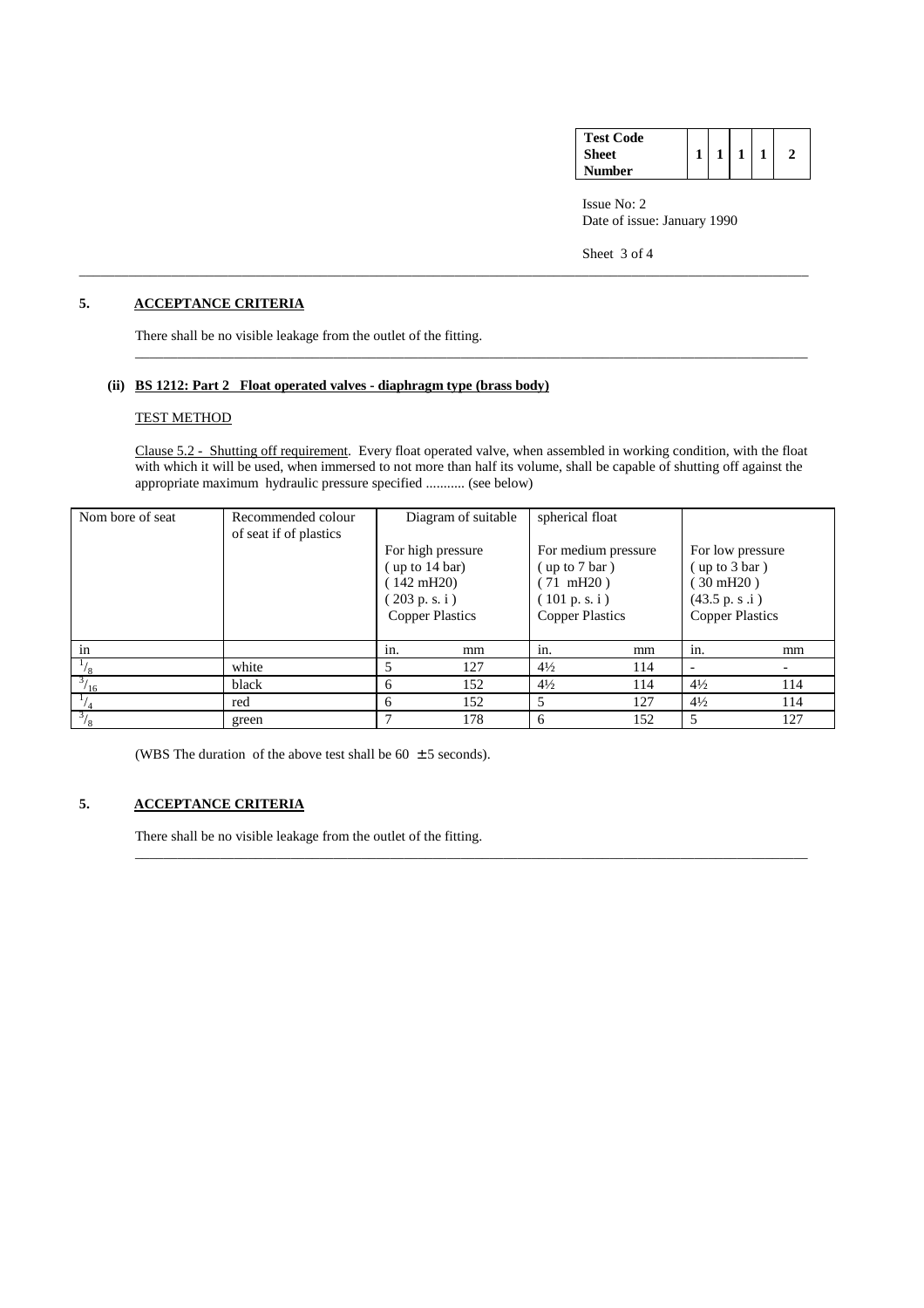| Test Code Sheet Number | 1 | 1 | 1 | 1 | 2 |
|---|---|---|---|---|---|

Issue No: 2
Date of issue: January 1990

## 5. ACCEPTANCE CRITERIA

There shall be no visible leakage from the outlet of the fitting.

---

### (ii) BS 1212: Part 2 Float operated valves - diaphragm type (brass body)

TEST METHOD

Clause 5.2 - Shutting off requirement. Every float operated valve, when assembled in working condition, with the float with which it will be used, when immersed to not more than half its volume, shall be capable of shutting off against the appropriate maximum hydraulic pressure specified ........... (see below)

| Nom bore of seat | Recommended colour of seat if of plastics | Diagram of suitable | | spherical float | | | |
|---|---|---|---|---|---|---|---|
| | | For high pressure (up to 14 bar) (142 mH20) (203 p. s. i) Copper Plastics | | For medium pressure (up to 7 bar) (71 mH20) (101 p. s. i) Copper Plastics | | For low pressure (up to 3 bar) (30 mH20) (43.5 p. s .i) Copper Plastics | |
| in | | in. | mm | in. | mm | in. | mm |
| $^{1}/_{8}$ | white | 5 | 127 | 4½ | 114 | - | - |
| $^{3}/_{16}$ | black | 6 | 152 | 4½ | 114 | 4½ | 114 |
| $^{1}/_{4}$ | red | 6 | 152 | 5 | 127 | 4½ | 114 |
| $^{3}/_{8}$ | green | 7 | 178 | 6 | 152 | 5 | 127 |

(WBS The duration of the above test shall be 60 $\pm$ 5 seconds).

## 5. ACCEPTANCE CRITERIA

There shall be no visible leakage from the outlet of the fitting.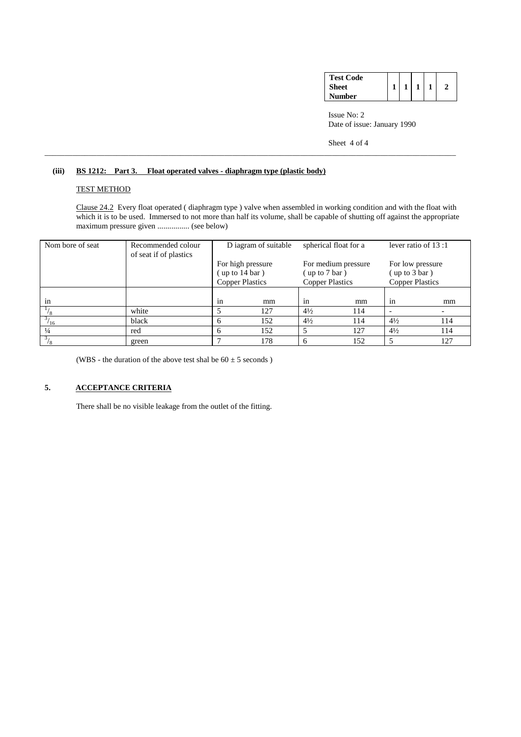| Test Code Sheet Number | 1 | 1 | 1 | 1 | 2 |
|---|---|---|---|---|---|

Issue No: 2
Date of issue: January 1990

**(iii) BS 1212: Part 3. Float operated valves - diaphragm type (plastic body)**

TEST METHOD

Clause 24.2 Every float operated ( diaphragm type ) valve when assembled in working condition and with the float with which it is to be used. Immersed to not more than half its volume, shall be capable of shutting off against the appropriate maximum pressure given ................ (see below)

| Nom bore of seat | Recommended colour of seat if of plastics | D iagram of suitable | | spherical float for a | | lever ratio of 13 :1 | |
|---|---|---|---|---|---|---|---|
| | | For high pressure ( up to 14 bar ) Copper Plastics | | For medium pressure ( up to 7 bar ) Copper Plastics | | For low pressure ( up to 3 bar ) Copper Plastics | |
| in | | in | mm | in | mm | in | mm |
| $^{1}/_{8}$ | white | 5 | 127 | 4½ | 114 | - | - |
| $^{3}/_{16}$ | black | 6 | 152 | 4½ | 114 | 4½ | 114 |
| ¼ | red | 6 | 152 | 5 | 127 | 4½ | 114 |
| $^{3}/_{8}$ | green | 7 | 178 | 6 | 152 | 5 | 127 |

(WBS - the duration of the above test shal be 60 ± 5 seconds )

## 5. ACCEPTANCE CRITERIA

There shall be no visible leakage from the outlet of the fitting.